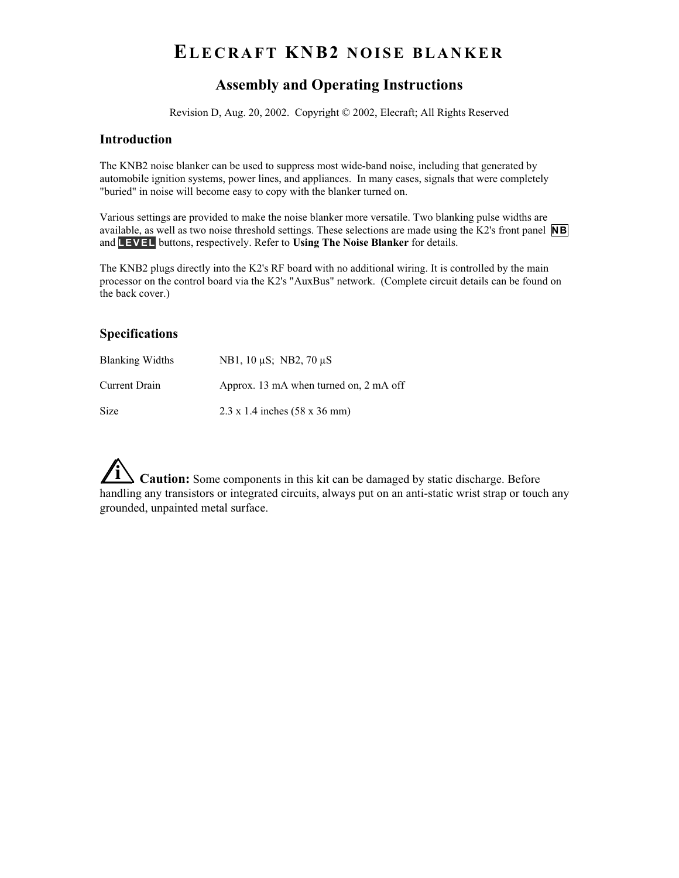# ELECRAFT KNB2 NOISE BLANKER

## Assembly and Operating Instructions

Revision D, Aug. 20, 2002. Copyright © 2002, Elecraft; All Rights Reserved

### Introduction

The KNB2 noise blanker can be used to suppress most wide-band noise, including that generated by automobile ignition systems, power lines, and appliances. In many cases, signals that were completely "buried" in noise will become easy to copy with the blanker turned on.

Various settings are provided to make the noise blanker more versatile. Two blanking pulse widths are available, as well as two noise threshold settings. These selections are made using the K2's front panel **NB** and **LEVEL** buttons, respectively. Refer to **Using The Noise Blanker** for details.

The KNB2 plugs directly into the K2's RF board with no additional wiring. It is controlled by the main processor on the control board via the K2's "AuxBus" network. (Complete circuit details can be found on the back cover.)

### Specifications

| | |
|---|---|
| Blanking Widths | NB1, 10 µS; NB2, 70 µS |
| Current Drain | Approx. 13 mA when turned on, 2 mA off |
| Size | 2.3 x 1.4 inches (58 x 36 mm) |

**Caution:** Some components in this kit can be damaged by static discharge. Before handling any transistors or integrated circuits, always put on an anti-static wrist strap or touch any grounded, unpainted metal surface.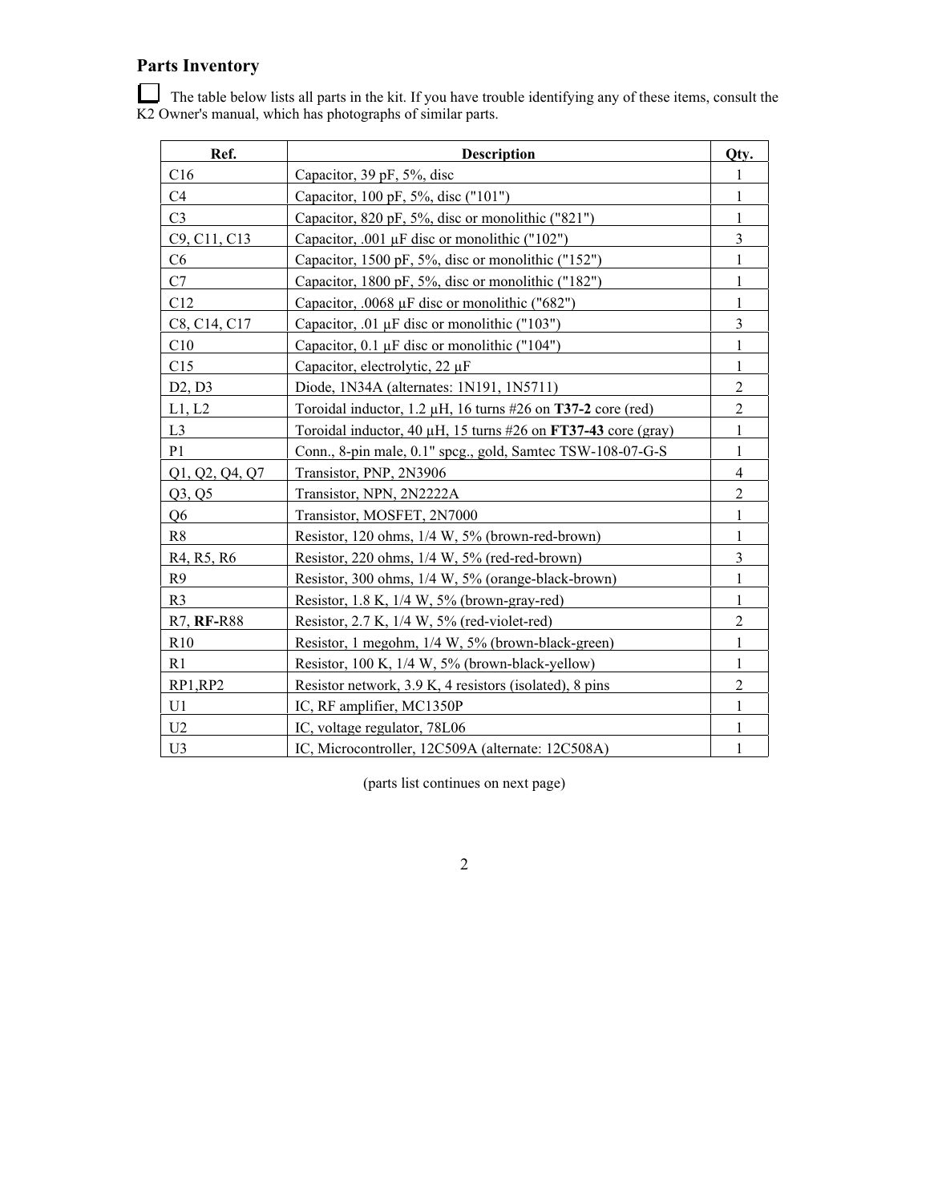## Parts Inventory

☐ The table below lists all parts in the kit. If you have trouble identifying any of these items, consult the K2 Owner's manual, which has photographs of similar parts.

| Ref. | Description | Qty. |
|---|---|---|
| C16 | Capacitor, 39 pF, 5%, disc | 1 |
| C4 | Capacitor, 100 pF, 5%, disc ("101") | 1 |
| C3 | Capacitor, 820 pF, 5%, disc or monolithic ("821") | 1 |
| C9, C11, C13 | Capacitor, .001 µF disc or monolithic ("102") | 3 |
| C6 | Capacitor, 1500 pF, 5%, disc or monolithic ("152") | 1 |
| C7 | Capacitor, 1800 pF, 5%, disc or monolithic ("182") | 1 |
| C12 | Capacitor, .0068 µF disc or monolithic ("682") | 1 |
| C8, C14, C17 | Capacitor, .01 µF disc or monolithic ("103") | 3 |
| C10 | Capacitor, 0.1 µF disc or monolithic ("104") | 1 |
| C15 | Capacitor, electrolytic, 22 µF | 1 |
| D2, D3 | Diode, 1N34A (alternates: 1N191, 1N5711) | 2 |
| L1, L2 | Toroidal inductor, 1.2 µH, 16 turns #26 on **T37-2** core (red) | 2 |
| L3 | Toroidal inductor, 40 µH, 15 turns #26 on **FT37-43** core (gray) | 1 |
| P1 | Conn., 8-pin male, 0.1" spcg., gold, Samtec TSW-108-07-G-S | 1 |
| Q1, Q2, Q4, Q7 | Transistor, PNP, 2N3906 | 4 |
| Q3, Q5 | Transistor, NPN, 2N2222A | 2 |
| Q6 | Transistor, MOSFET, 2N7000 | 1 |
| R8 | Resistor, 120 ohms, 1/4 W, 5% (brown-red-brown) | 1 |
| R4, R5, R6 | Resistor, 220 ohms, 1/4 W, 5% (red-red-brown) | 3 |
| R9 | Resistor, 300 ohms, 1/4 W, 5% (orange-black-brown) | 1 |
| R3 | Resistor, 1.8 K, 1/4 W, 5% (brown-gray-red) | 1 |
| R7, **RF-**R88 | Resistor, 2.7 K, 1/4 W, 5% (red-violet-red) | 2 |
| R10 | Resistor, 1 megohm, 1/4 W, 5% (brown-black-green) | 1 |
| R1 | Resistor, 100 K, 1/4 W, 5% (brown-black-yellow) | 1 |
| RP1,RP2 | Resistor network, 3.9 K, 4 resistors (isolated), 8 pins | 2 |
| U1 | IC, RF amplifier, MC1350P | 1 |
| U2 | IC, voltage regulator, 78L06 | 1 |
| U3 | IC, Microcontroller, 12C509A (alternate: 12C508A) | 1 |

(parts list continues on next page)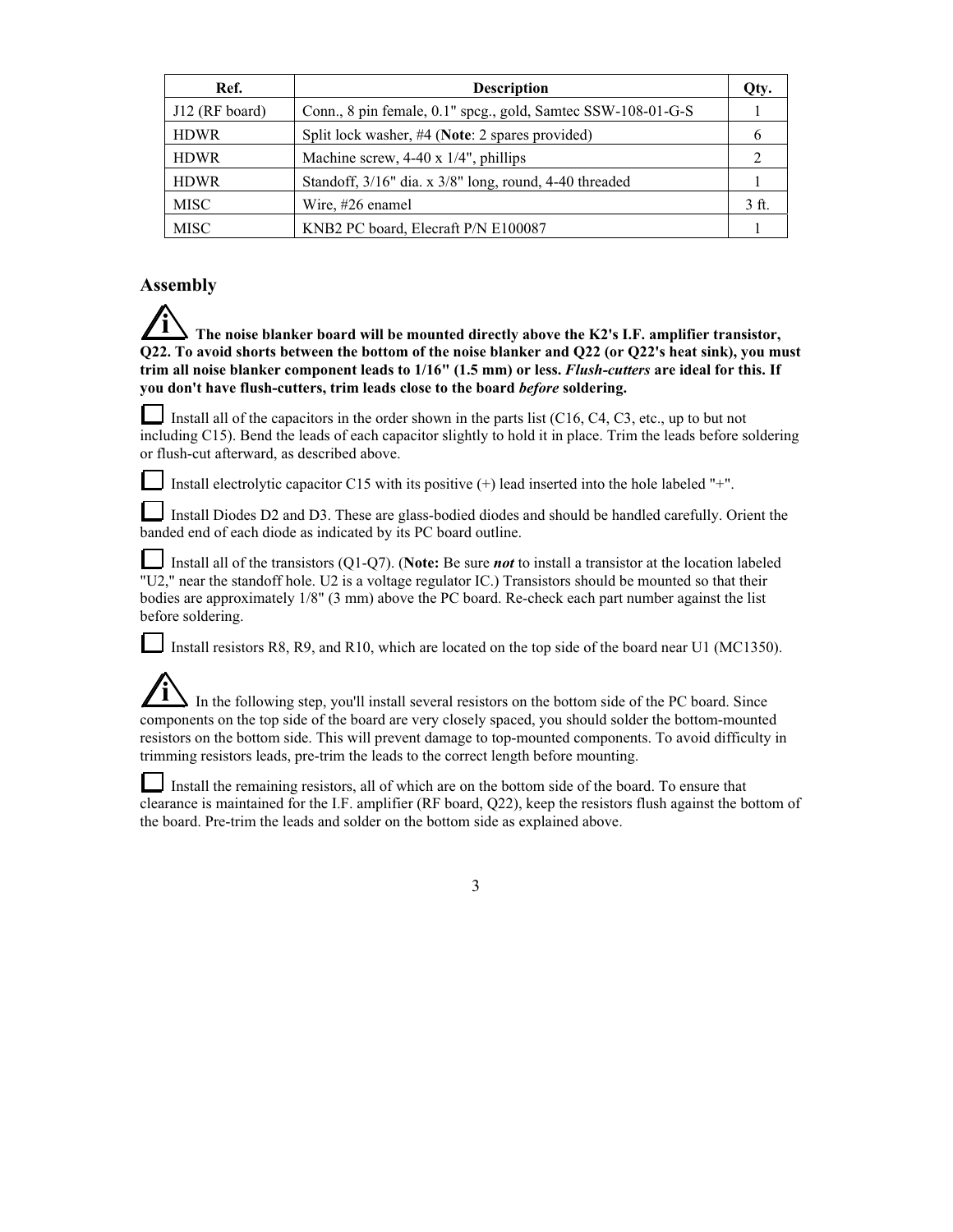| Ref. | Description | Qty. |
| --- | --- | --- |
| J12 (RF board) | Conn., 8 pin female, 0.1" spcg., gold, Samtec SSW-108-01-G-S | 1 |
| HDWR | Split lock washer, #4 (**Note**: 2 spares provided) | 6 |
| HDWR | Machine screw, 4-40 x 1/4", phillips | 2 |
| HDWR | Standoff, 3/16" dia. x 3/8" long, round, 4-40 threaded | 1 |
| MISC | Wire, #26 enamel | 3 ft. |
| MISC | KNB2 PC board, Elecraft P/N E100087 | 1 |

## Assembly

**The noise blanker board will be mounted directly above the K2's I.F. amplifier transistor, Q22. To avoid shorts between the bottom of the noise blanker and Q22 (or Q22's heat sink), you must trim all noise blanker component leads to 1/16" (1.5 mm) or less. *Flush-cutters* are ideal for this. If you don't have flush-cutters, trim leads close to the board *before* soldering.**

☐ Install all of the capacitors in the order shown in the parts list (C16, C4, C3, etc., up to but not including C15). Bend the leads of each capacitor slightly to hold it in place. Trim the leads before soldering or flush-cut afterward, as described above.

☐ Install electrolytic capacitor C15 with its positive (+) lead inserted into the hole labeled "+".

☐ Install Diodes D2 and D3. These are glass-bodied diodes and should be handled carefully. Orient the banded end of each diode as indicated by its PC board outline.

☐ Install all of the transistors (Q1-Q7). (**Note:** Be sure ***not*** to install a transistor at the location labeled "U2," near the standoff hole. U2 is a voltage regulator IC.) Transistors should be mounted so that their bodies are approximately 1/8" (3 mm) above the PC board. Re-check each part number against the list before soldering.

☐ Install resistors R8, R9, and R10, which are located on the top side of the board near U1 (MC1350).

In the following step, you'll install several resistors on the bottom side of the PC board. Since components on the top side of the board are very closely spaced, you should solder the bottom-mounted resistors on the bottom side. This will prevent damage to top-mounted components. To avoid difficulty in trimming resistors leads, pre-trim the leads to the correct length before mounting.

☐ Install the remaining resistors, all of which are on the bottom side of the board. To ensure that clearance is maintained for the I.F. amplifier (RF board, Q22), keep the resistors flush against the bottom of the board. Pre-trim the leads and solder on the bottom side as explained above.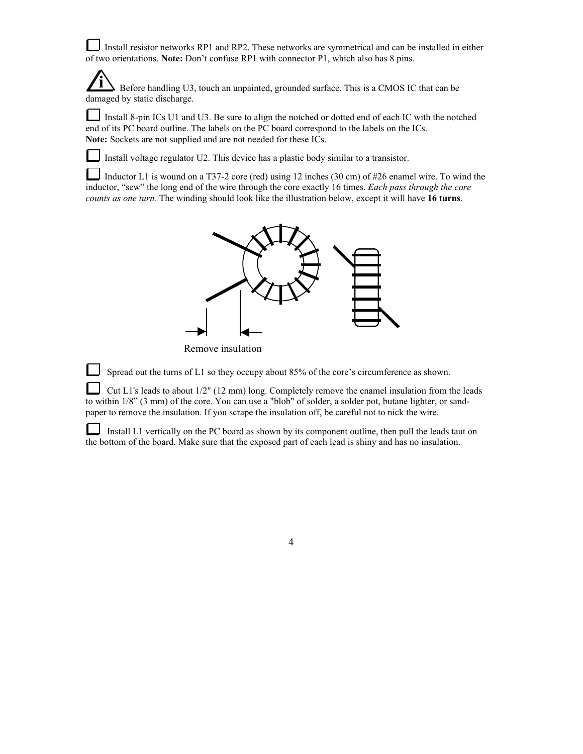☐ Install resistor networks RP1 and RP2. These networks are symmetrical and can be installed in either of two orientations. **Note:** Don't confuse RP1 with connector P1, which also has 8 pins.

⚠ Before handling U3, touch an unpainted, grounded surface. This is a CMOS IC that can be damaged by static discharge.

☐ Install 8-pin ICs U1 and U3. Be sure to align the notched or dotted end of each IC with the notched end of its PC board outline. The labels on the PC board correspond to the labels on the ICs.
**Note:** Sockets are not supplied and are not needed for these ICs.

☐ Install voltage regulator U2. This device has a plastic body similar to a transistor.

☐ Inductor L1 is wound on a T37-2 core (red) using 12 inches (30 cm) of #26 enamel wire. To wind the inductor, "sew" the long end of the wire through the core exactly 16 times. *Each pass through the core counts as one turn.* The winding should look like the illustration below, except it will have **16 turns**.

Remove insulation

☐ Spread out the turns of L1 so they occupy about 85% of the core's circumference as shown.

☐ Cut L1's leads to about 1/2" (12 mm) long. Completely remove the enamel insulation from the leads to within 1/8" (3 mm) of the core. You can use a "blob" of solder, a solder pot, butane lighter, or sand-paper to remove the insulation. If you scrape the insulation off, be careful not to nick the wire.

☐ Install L1 vertically on the PC board as shown by its component outline, then pull the leads taut on the bottom of the board. Make sure that the exposed part of each lead is shiny and has no insulation.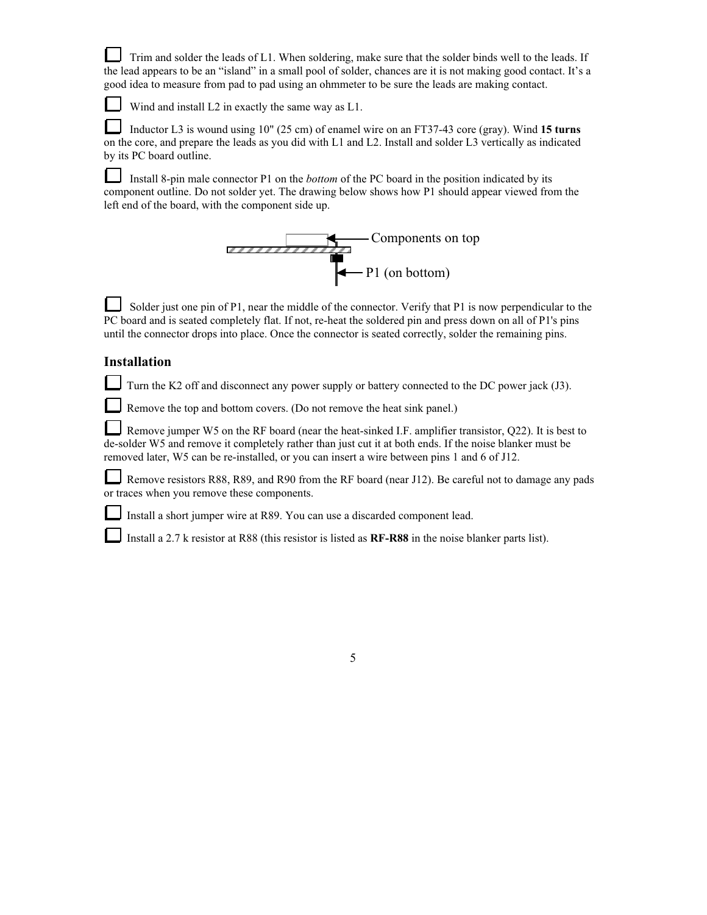- [ ] Trim and solder the leads of L1. When soldering, make sure that the solder binds well to the leads. If the lead appears to be an "island" in a small pool of solder, chances are it is not making good contact. It's a good idea to measure from pad to pad using an ohmmeter to be sure the leads are making contact.

- [ ] Wind and install L2 in exactly the same way as L1.

- [ ] Inductor L3 is wound using 10" (25 cm) of enamel wire on an FT37-43 core (gray). Wind **15 turns** on the core, and prepare the leads as you did with L1 and L2. Install and solder L3 vertically as indicated by its PC board outline.

- [ ] Install 8-pin male connector P1 on the *bottom* of the PC board in the position indicated by its component outline. Do not solder yet. The drawing below shows how P1 should appear viewed from the left end of the board, with the component side up.

Components on top

P1 (on bottom)

- [ ] Solder just one pin of P1, near the middle of the connector. Verify that P1 is now perpendicular to the PC board and is seated completely flat. If not, re-heat the soldered pin and press down on all of P1's pins until the connector drops into place. Once the connector is seated correctly, solder the remaining pins.

## Installation

- [ ] Turn the K2 off and disconnect any power supply or battery connected to the DC power jack (J3).

- [ ] Remove the top and bottom covers. (Do not remove the heat sink panel.)

- [ ] Remove jumper W5 on the RF board (near the heat-sinked I.F. amplifier transistor, Q22). It is best to de-solder W5 and remove it completely rather than just cut it at both ends. If the noise blanker must be removed later, W5 can be re-installed, or you can insert a wire between pins 1 and 6 of J12.

- [ ] Remove resistors R88, R89, and R90 from the RF board (near J12). Be careful not to damage any pads or traces when you remove these components.

- [ ] Install a short jumper wire at R89. You can use a discarded component lead.

- [ ] Install a 2.7 k resistor at R88 (this resistor is listed as **RF-R88** in the noise blanker parts list).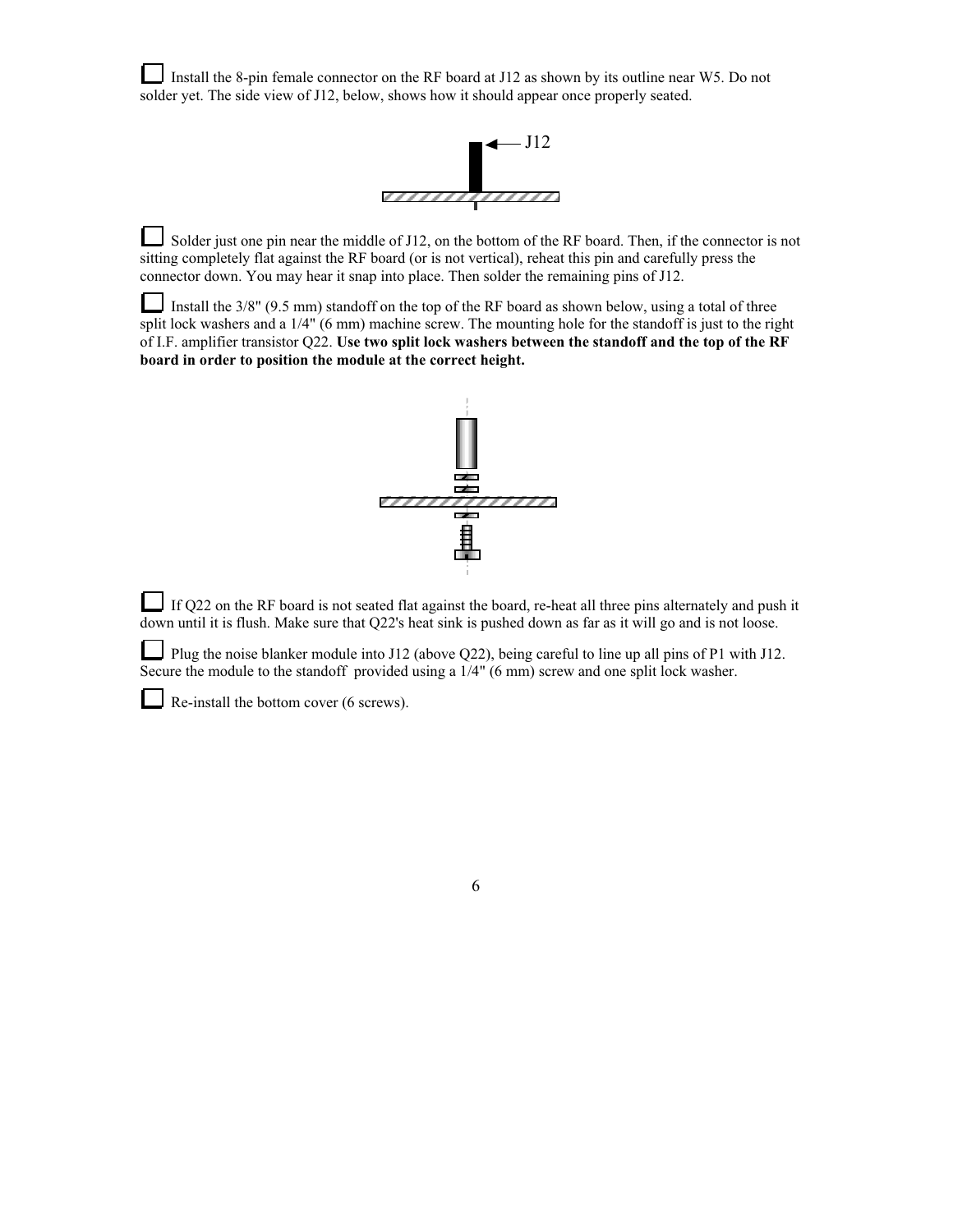☐ Install the 8-pin female connector on the RF board at J12 as shown by its outline near W5. Do not solder yet. The side view of J12, below, shows how it should appear once properly seated.

J12

☐ Solder just one pin near the middle of J12, on the bottom of the RF board. Then, if the connector is not sitting completely flat against the RF board (or is not vertical), reheat this pin and carefully press the connector down. You may hear it snap into place. Then solder the remaining pins of J12.

☐ Install the 3/8" (9.5 mm) standoff on the top of the RF board as shown below, using a total of three split lock washers and a 1/4" (6 mm) machine screw. The mounting hole for the standoff is just to the right of I.F. amplifier transistor Q22. **Use two split lock washers between the standoff and the top of the RF board in order to position the module at the correct height.**

☐ If Q22 on the RF board is not seated flat against the board, re-heat all three pins alternately and push it down until it is flush. Make sure that Q22's heat sink is pushed down as far as it will go and is not loose.

☐ Plug the noise blanker module into J12 (above Q22), being careful to line up all pins of P1 with J12. Secure the module to the standoff provided using a 1/4" (6 mm) screw and one split lock washer.

☐ Re-install the bottom cover (6 screws).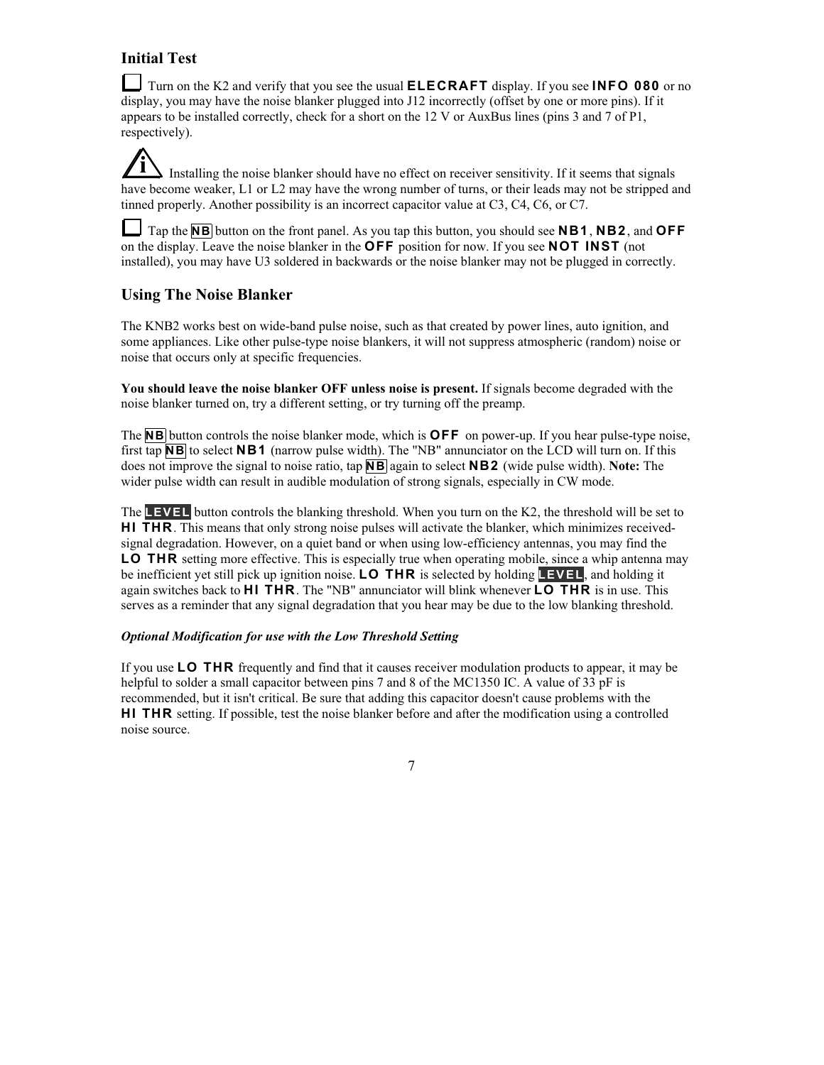## Initial Test

☐ Turn on the K2 and verify that you see the usual **ELECRAFT** display. If you see **INFO 080** or no display, you may have the noise blanker plugged into J12 incorrectly (offset by one or more pins). If it appears to be installed correctly, check for a short on the 12 V or AuxBus lines (pins 3 and 7 of P1, respectively).

ⓘ Installing the noise blanker should have no effect on receiver sensitivity. If it seems that signals have become weaker, L1 or L2 may have the wrong number of turns, or their leads may not be stripped and tinned properly. Another possibility is an incorrect capacitor value at C3, C4, C6, or C7.

☐ Tap the **NB** button on the front panel. As you tap this button, you should see **NB1**, **NB2**, and **OFF** on the display. Leave the noise blanker in the **OFF** position for now. If you see **NOT INST** (not installed), you may have U3 soldered in backwards or the noise blanker may not be plugged in correctly.

## Using The Noise Blanker

The KNB2 works best on wide-band pulse noise, such as that created by power lines, auto ignition, and some appliances. Like other pulse-type noise blankers, it will not suppress atmospheric (random) noise or noise that occurs only at specific frequencies.

**You should leave the noise blanker OFF unless noise is present.** If signals become degraded with the noise blanker turned on, try a different setting, or try turning off the preamp.

The **NB** button controls the noise blanker mode, which is **OFF** on power-up. If you hear pulse-type noise, first tap **NB** to select **NB1** (narrow pulse width). The "NB" annunciator on the LCD will turn on. If this does not improve the signal to noise ratio, tap **NB** again to select **NB2** (wide pulse width). **Note:** The wider pulse width can result in audible modulation of strong signals, especially in CW mode.

The **LEVEL** button controls the blanking threshold. When you turn on the K2, the threshold will be set to **HI THR**. This means that only strong noise pulses will activate the blanker, which minimizes received-signal degradation. However, on a quiet band or when using low-efficiency antennas, you may find the **LO THR** setting more effective. This is especially true when operating mobile, since a whip antenna may be inefficient yet still pick up ignition noise. **LO THR** is selected by holding **LEVEL**, and holding it again switches back to **HI THR**. The "NB" annunciator will blink whenever **LO THR** is in use. This serves as a reminder that any signal degradation that you hear may be due to the low blanking threshold.

***Optional Modification for use with the Low Threshold Setting***

If you use **LO THR** frequently and find that it causes receiver modulation products to appear, it may be helpful to solder a small capacitor between pins 7 and 8 of the MC1350 IC. A value of 33 pF is recommended, but it isn't critical. Be sure that adding this capacitor doesn't cause problems with the **HI THR** setting. If possible, test the noise blanker before and after the modification using a controlled noise source.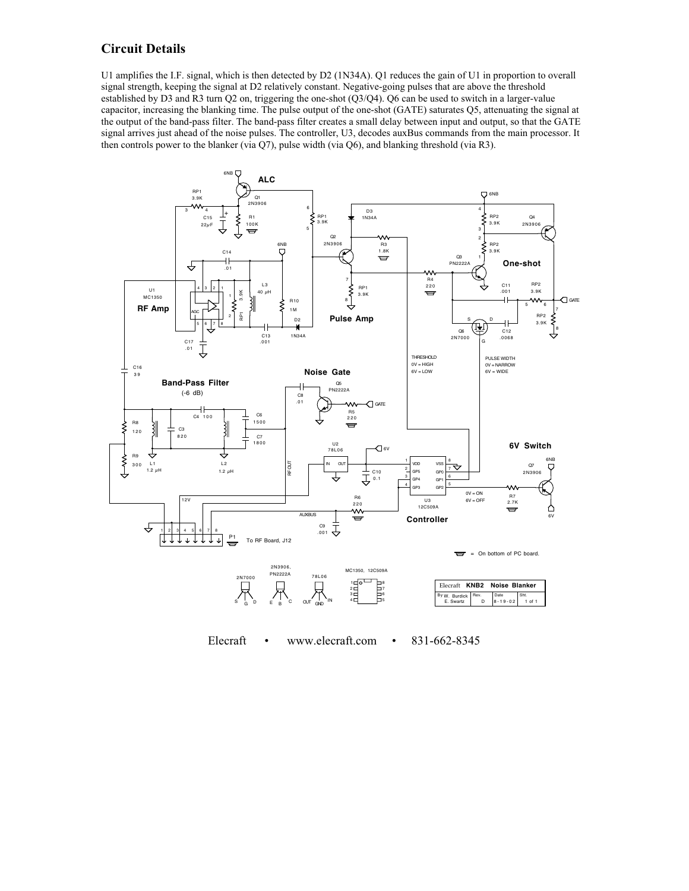## Circuit Details

U1 amplifies the I.F. signal, which is then detected by D2 (1N34A). Q1 reduces the gain of U1 in proportion to overall signal strength, keeping the signal at D2 relatively constant. Negative-going pulses that are above the threshold established by D3 and R3 turn Q2 on, triggering the one-shot (Q3/Q4). Q6 can be used to switch in a larger-value capacitor, increasing the blanking time. The pulse output of the one-shot (GATE) saturates Q5, attenuating the signal at the output of the band-pass filter. The band-pass filter creates a small delay between input and output, so that the GATE signal arrives just ahead of the noise pulses. The controller, U3, decodes auxBus commands from the main processor. It then controls power to the blanker (via Q7), pulse width (via Q6), and blanking threshold (via R3).